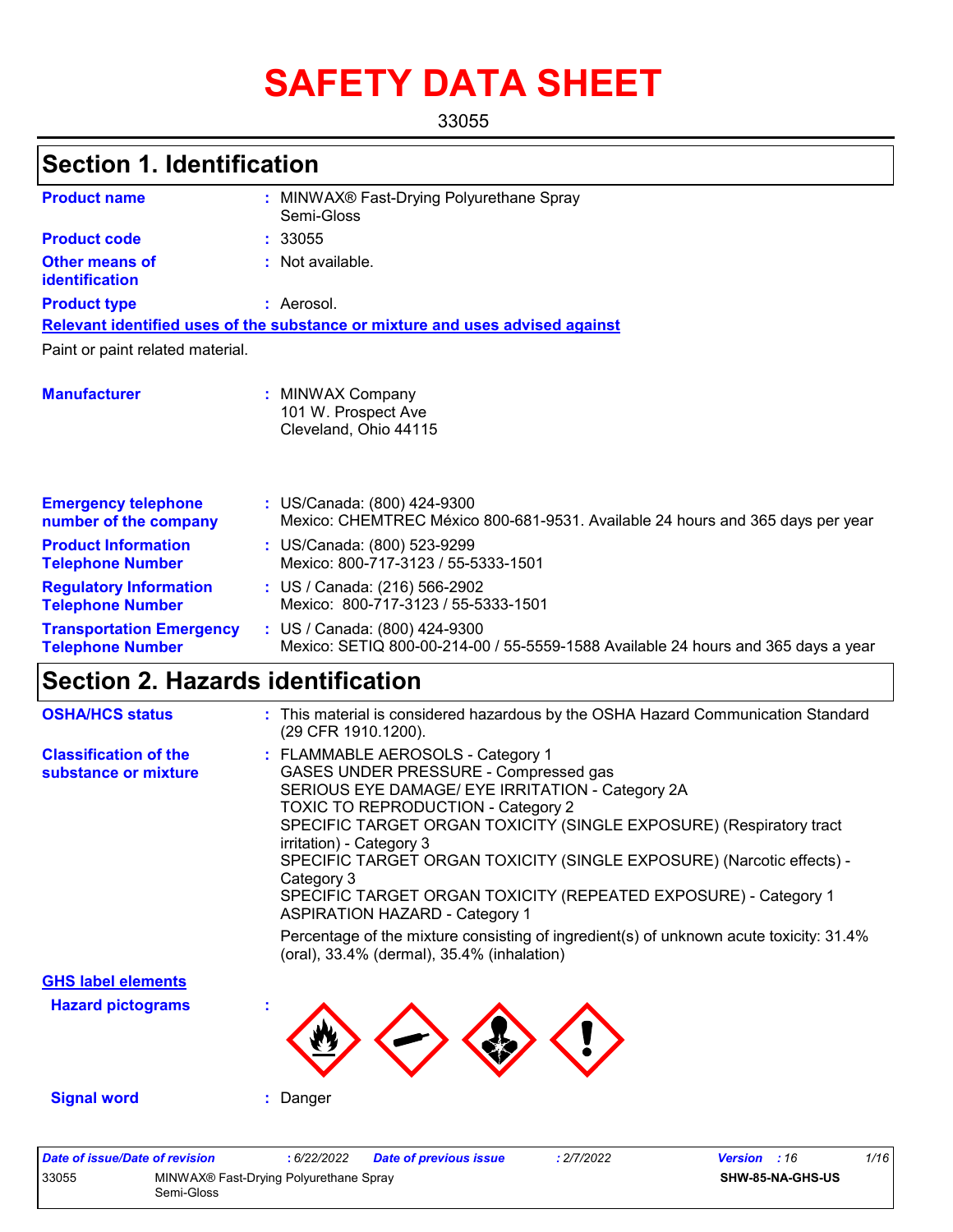# SAFETY DATA SHEET

33055

## Section 1. Identification

| | |
|---|---|
| **Product name** | : MINWAX® Fast-Drying Polyurethane Spray Semi-Gloss |
| **Product code** | : 33055 |
| **Other means of identification** | : Not available. |
| **Product type** | : Aerosol. |

**Relevant identified uses of the substance or mixture and uses advised against**

Paint or paint related material.

| | |
|---|---|
| **Manufacturer** | : MINWAX Company<br>101 W. Prospect Ave<br>Cleveland, Ohio 44115 |
| **Emergency telephone number of the company** | : US/Canada: (800) 424-9300<br>Mexico: CHEMTREC México 800-681-9531. Available 24 hours and 365 days per year |
| **Product Information Telephone Number** | : US/Canada: (800) 523-9299<br>Mexico: 800-717-3123 / 55-5333-1501 |
| **Regulatory Information Telephone Number** | : US / Canada: (216) 566-2902<br>Mexico: 800-717-3123 / 55-5333-1501 |
| **Transportation Emergency Telephone Number** | : US / Canada: (800) 424-9300<br>Mexico: SETIQ 800-00-214-00 / 55-5559-1588 Available 24 hours and 365 days a year |

## Section 2. Hazards identification

**OSHA/HCS status** : This material is considered hazardous by the OSHA Hazard Communication Standard (29 CFR 1910.1200).

**Classification of the substance or mixture** :
FLAMMABLE AEROSOLS - Category 1
GASES UNDER PRESSURE - Compressed gas
SERIOUS EYE DAMAGE/ EYE IRRITATION - Category 2A
TOXIC TO REPRODUCTION - Category 2
SPECIFIC TARGET ORGAN TOXICITY (SINGLE EXPOSURE) (Respiratory tract irritation) - Category 3
SPECIFIC TARGET ORGAN TOXICITY (SINGLE EXPOSURE) (Narcotic effects) - Category 3
SPECIFIC TARGET ORGAN TOXICITY (REPEATED EXPOSURE) - Category 1
ASPIRATION HAZARD - Category 1

Percentage of the mixture consisting of ingredient(s) of unknown acute toxicity: 31.4% (oral), 33.4% (dermal), 35.4% (inhalation)

**GHS label elements**

**Hazard pictograms** :

**Signal word** : Danger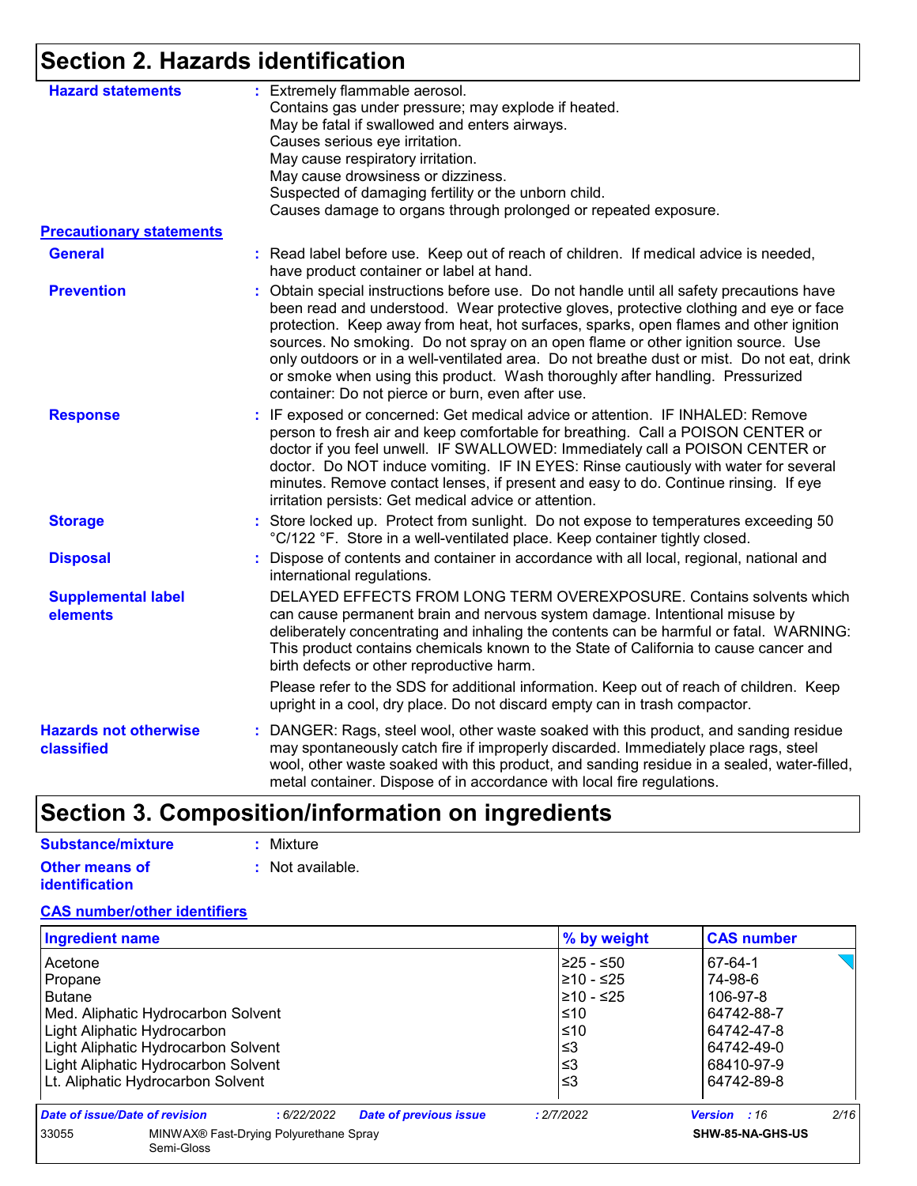# Section 2. Hazards identification

**Hazard statements** : Extremely flammable aerosol.
Contains gas under pressure; may explode if heated.
May be fatal if swallowed and enters airways.
Causes serious eye irritation.
May cause respiratory irritation.
May cause drowsiness or dizziness.
Suspected of damaging fertility or the unborn child.
Causes damage to organs through prolonged or repeated exposure.

**Precautionary statements**

**General** : Read label before use. Keep out of reach of children. If medical advice is needed, have product container or label at hand.

**Prevention** : Obtain special instructions before use. Do not handle until all safety precautions have been read and understood. Wear protective gloves, protective clothing and eye or face protection. Keep away from heat, hot surfaces, sparks, open flames and other ignition sources. No smoking. Do not spray on an open flame or other ignition source. Use only outdoors or in a well-ventilated area. Do not breathe dust or mist. Do not eat, drink or smoke when using this product. Wash thoroughly after handling. Pressurized container: Do not pierce or burn, even after use.

**Response** : IF exposed or concerned: Get medical advice or attention. IF INHALED: Remove person to fresh air and keep comfortable for breathing. Call a POISON CENTER or doctor if you feel unwell. IF SWALLOWED: Immediately call a POISON CENTER or doctor. Do NOT induce vomiting. IF IN EYES: Rinse cautiously with water for several minutes. Remove contact lenses, if present and easy to do. Continue rinsing. If eye irritation persists: Get medical advice or attention.

**Storage** : Store locked up. Protect from sunlight. Do not expose to temperatures exceeding 50 °C/122 °F. Store in a well-ventilated place. Keep container tightly closed.

**Disposal** : Dispose of contents and container in accordance with all local, regional, national and international regulations.

**Supplemental label elements** DELAYED EFFECTS FROM LONG TERM OVEREXPOSURE. Contains solvents which can cause permanent brain and nervous system damage. Intentional misuse by deliberately concentrating and inhaling the contents can be harmful or fatal. WARNING: This product contains chemicals known to the State of California to cause cancer and birth defects or other reproductive harm.

Please refer to the SDS for additional information. Keep out of reach of children. Keep upright in a cool, dry place. Do not discard empty can in trash compactor.

**Hazards not otherwise classified** : DANGER: Rags, steel wool, other waste soaked with this product, and sanding residue may spontaneously catch fire if improperly discarded. Immediately place rags, steel wool, other waste soaked with this product, and sanding residue in a sealed, water-filled, metal container. Dispose of in accordance with local fire regulations.

# Section 3. Composition/information on ingredients

**Substance/mixture** : Mixture

**Other means of identification** : Not available.

**CAS number/other identifiers**

| Ingredient name | % by weight | CAS number |
|---|---|---|
| Acetone | ≥25 - ≤50 | 67-64-1 |
| Propane | ≥10 - ≤25 | 74-98-6 |
| Butane | ≥10 - ≤25 | 106-97-8 |
| Med. Aliphatic Hydrocarbon Solvent | ≤10 | 64742-88-7 |
| Light Aliphatic Hydrocarbon | ≤10 | 64742-47-8 |
| Light Aliphatic Hydrocarbon Solvent | ≤3 | 64742-49-0 |
| Light Aliphatic Hydrocarbon Solvent | ≤3 | 68410-97-9 |
| Lt. Aliphatic Hydrocarbon Solvent | ≤3 | 64742-89-8 |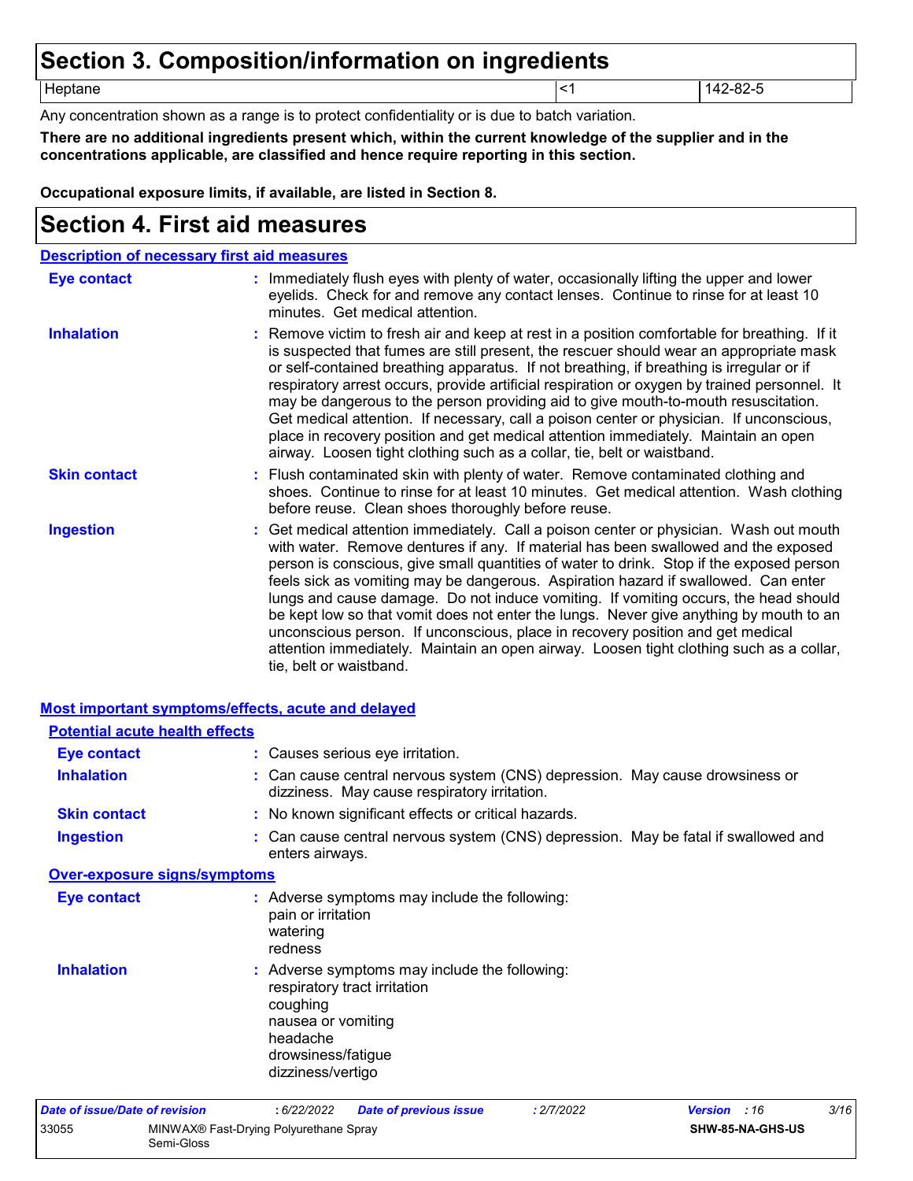# Section 3. Composition/information on ingredients

| Heptane | <1 | 142-82-5 |
| --- | --- | --- |

Any concentration shown as a range is to protect confidentiality or is due to batch variation.

**There are no additional ingredients present which, within the current knowledge of the supplier and in the concentrations applicable, are classified and hence require reporting in this section.**

**Occupational exposure limits, if available, are listed in Section 8.**

# Section 4. First aid measures

## Description of necessary first aid measures

**Eye contact** : Immediately flush eyes with plenty of water, occasionally lifting the upper and lower eyelids. Check for and remove any contact lenses. Continue to rinse for at least 10 minutes. Get medical attention.

**Inhalation** : Remove victim to fresh air and keep at rest in a position comfortable for breathing. If it is suspected that fumes are still present, the rescuer should wear an appropriate mask or self-contained breathing apparatus. If not breathing, if breathing is irregular or if respiratory arrest occurs, provide artificial respiration or oxygen by trained personnel. It may be dangerous to the person providing aid to give mouth-to-mouth resuscitation. Get medical attention. If necessary, call a poison center or physician. If unconscious, place in recovery position and get medical attention immediately. Maintain an open airway. Loosen tight clothing such as a collar, tie, belt or waistband.

**Skin contact** : Flush contaminated skin with plenty of water. Remove contaminated clothing and shoes. Continue to rinse for at least 10 minutes. Get medical attention. Wash clothing before reuse. Clean shoes thoroughly before reuse.

**Ingestion** : Get medical attention immediately. Call a poison center or physician. Wash out mouth with water. Remove dentures if any. If material has been swallowed and the exposed person is conscious, give small quantities of water to drink. Stop if the exposed person feels sick as vomiting may be dangerous. Aspiration hazard if swallowed. Can enter lungs and cause damage. Do not induce vomiting. If vomiting occurs, the head should be kept low so that vomit does not enter the lungs. Never give anything by mouth to an unconscious person. If unconscious, place in recovery position and get medical attention immediately. Maintain an open airway. Loosen tight clothing such as a collar, tie, belt or waistband.

## Most important symptoms/effects, acute and delayed

### Potential acute health effects

**Eye contact** : Causes serious eye irritation.

**Inhalation** : Can cause central nervous system (CNS) depression. May cause drowsiness or dizziness. May cause respiratory irritation.

**Skin contact** : No known significant effects or critical hazards.

**Ingestion** : Can cause central nervous system (CNS) depression. May be fatal if swallowed and enters airways.

### Over-exposure signs/symptoms

**Eye contact** : Adverse symptoms may include the following:
pain or irritation
watering
redness

**Inhalation** : Adverse symptoms may include the following:
respiratory tract irritation
coughing
nausea or vomiting
headache
drowsiness/fatigue
dizziness/vertigo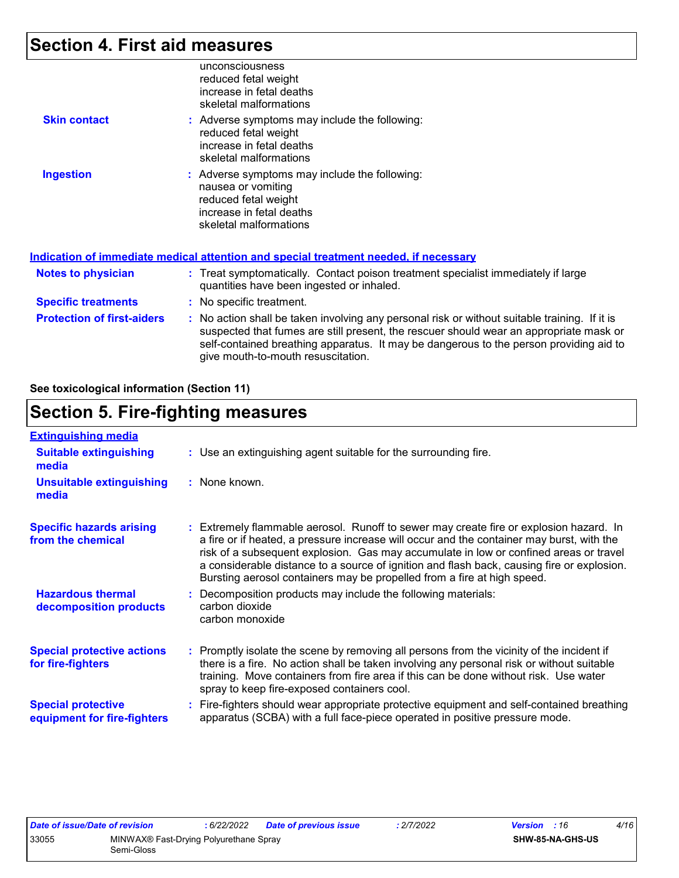## Section 4. First aid measures

unconsciousness
reduced fetal weight
increase in fetal deaths
skeletal malformations

**Skin contact** : Adverse symptoms may include the following:
reduced fetal weight
increase in fetal deaths
skeletal malformations

**Ingestion** : Adverse symptoms may include the following:
nausea or vomiting
reduced fetal weight
increase in fetal deaths
skeletal malformations

### Indication of immediate medical attention and special treatment needed, if necessary

**Notes to physician** : Treat symptomatically. Contact poison treatment specialist immediately if large quantities have been ingested or inhaled.

**Specific treatments** : No specific treatment.

**Protection of first-aiders** : No action shall be taken involving any personal risk or without suitable training. If it is suspected that fumes are still present, the rescuer should wear an appropriate mask or self-contained breathing apparatus. It may be dangerous to the person providing aid to give mouth-to-mouth resuscitation.

**See toxicological information (Section 11)**

## Section 5. Fire-fighting measures

### Extinguishing media

**Suitable extinguishing media** : Use an extinguishing agent suitable for the surrounding fire.

**Unsuitable extinguishing media** : None known.

**Specific hazards arising from the chemical** : Extremely flammable aerosol. Runoff to sewer may create fire or explosion hazard. In a fire or if heated, a pressure increase will occur and the container may burst, with the risk of a subsequent explosion. Gas may accumulate in low or confined areas or travel a considerable distance to a source of ignition and flash back, causing fire or explosion. Bursting aerosol containers may be propelled from a fire at high speed.

**Hazardous thermal decomposition products** : Decomposition products may include the following materials:
carbon dioxide
carbon monoxide

**Special protective actions for fire-fighters** : Promptly isolate the scene by removing all persons from the vicinity of the incident if there is a fire. No action shall be taken involving any personal risk or without suitable training. Move containers from fire area if this can be done without risk. Use water spray to keep fire-exposed containers cool.

**Special protective equipment for fire-fighters** : Fire-fighters should wear appropriate protective equipment and self-contained breathing apparatus (SCBA) with a full face-piece operated in positive pressure mode.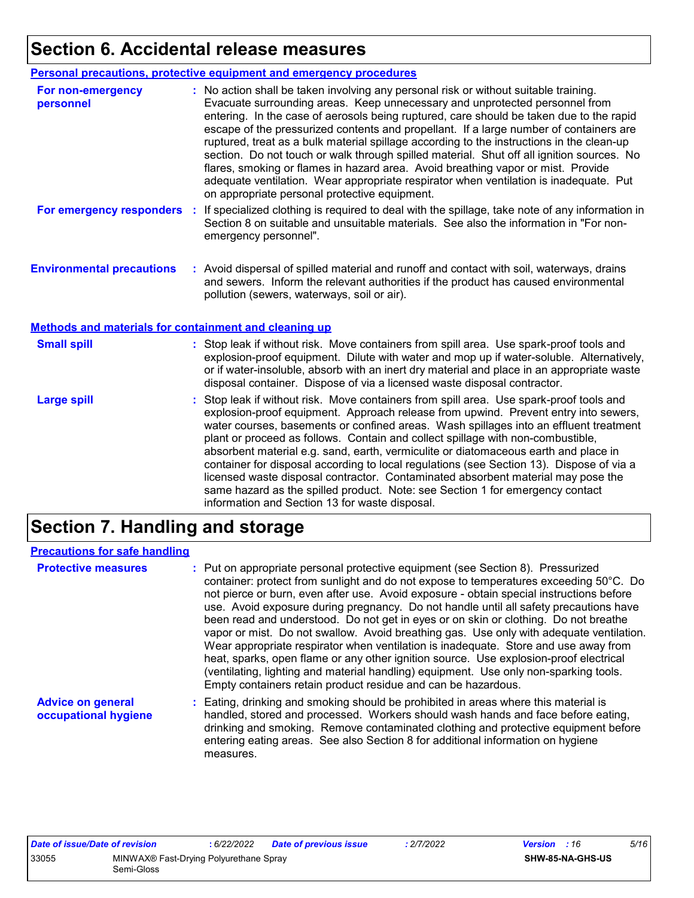# Section 6. Accidental release measures

## Personal precautions, protective equipment and emergency procedures

**For non-emergency personnel** : No action shall be taken involving any personal risk or without suitable training. Evacuate surrounding areas. Keep unnecessary and unprotected personnel from entering. In the case of aerosols being ruptured, care should be taken due to the rapid escape of the pressurized contents and propellant. If a large number of containers are ruptured, treat as a bulk material spillage according to the instructions in the clean-up section. Do not touch or walk through spilled material. Shut off all ignition sources. No flares, smoking or flames in hazard area. Avoid breathing vapor or mist. Provide adequate ventilation. Wear appropriate respirator when ventilation is inadequate. Put on appropriate personal protective equipment.

**For emergency responders** : If specialized clothing is required to deal with the spillage, take note of any information in Section 8 on suitable and unsuitable materials. See also the information in "For non-emergency personnel".

**Environmental precautions** : Avoid dispersal of spilled material and runoff and contact with soil, waterways, drains and sewers. Inform the relevant authorities if the product has caused environmental pollution (sewers, waterways, soil or air).

## Methods and materials for containment and cleaning up

**Small spill** : Stop leak if without risk. Move containers from spill area. Use spark-proof tools and explosion-proof equipment. Dilute with water and mop up if water-soluble. Alternatively, or if water-insoluble, absorb with an inert dry material and place in an appropriate waste disposal container. Dispose of via a licensed waste disposal contractor.

**Large spill** : Stop leak if without risk. Move containers from spill area. Use spark-proof tools and explosion-proof equipment. Approach release from upwind. Prevent entry into sewers, water courses, basements or confined areas. Wash spillages into an effluent treatment plant or proceed as follows. Contain and collect spillage with non-combustible, absorbent material e.g. sand, earth, vermiculite or diatomaceous earth and place in container for disposal according to local regulations (see Section 13). Dispose of via a licensed waste disposal contractor. Contaminated absorbent material may pose the same hazard as the spilled product. Note: see Section 1 for emergency contact information and Section 13 for waste disposal.

# Section 7. Handling and storage

## Precautions for safe handling

**Protective measures** : Put on appropriate personal protective equipment (see Section 8). Pressurized container: protect from sunlight and do not expose to temperatures exceeding 50°C. Do not pierce or burn, even after use. Avoid exposure - obtain special instructions before use. Avoid exposure during pregnancy. Do not handle until all safety precautions have been read and understood. Do not get in eyes or on skin or clothing. Do not breathe vapor or mist. Do not swallow. Avoid breathing gas. Use only with adequate ventilation. Wear appropriate respirator when ventilation is inadequate. Store and use away from heat, sparks, open flame or any other ignition source. Use explosion-proof electrical (ventilating, lighting and material handling) equipment. Use only non-sparking tools. Empty containers retain product residue and can be hazardous.

**Advice on general occupational hygiene** : Eating, drinking and smoking should be prohibited in areas where this material is handled, stored and processed. Workers should wash hands and face before eating, drinking and smoking. Remove contaminated clothing and protective equipment before entering eating areas. See also Section 8 for additional information on hygiene measures.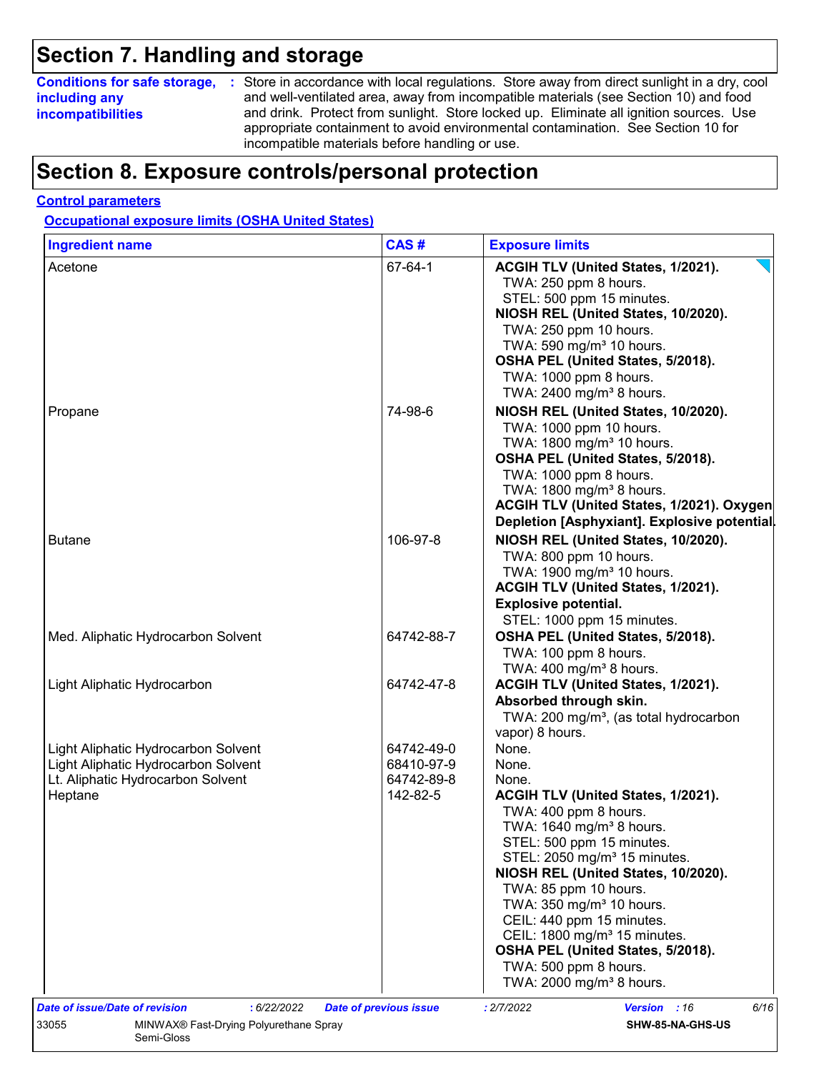# Section 7. Handling and storage

**Conditions for safe storage, including any incompatibilities** : Store in accordance with local regulations. Store away from direct sunlight in a dry, cool and well-ventilated area, away from incompatible materials (see Section 10) and food and drink. Protect from sunlight. Store locked up. Eliminate all ignition sources. Use appropriate containment to avoid environmental contamination. See Section 10 for incompatible materials before handling or use.

# Section 8. Exposure controls/personal protection

**Control parameters**

**Occupational exposure limits (OSHA United States)**

| Ingredient name | CAS # | Exposure limits |
|---|---|---|
| Acetone | 67-64-1 | **ACGIH TLV (United States, 1/2021).**<br>TWA: 250 ppm 8 hours.<br>STEL: 500 ppm 15 minutes.<br>**NIOSH REL (United States, 10/2020).**<br>TWA: 250 ppm 10 hours.<br>TWA: 590 mg/m³ 10 hours.<br>**OSHA PEL (United States, 5/2018).**<br>TWA: 1000 ppm 8 hours.<br>TWA: 2400 mg/m³ 8 hours. |
| Propane | 74-98-6 | **NIOSH REL (United States, 10/2020).**<br>TWA: 1000 ppm 10 hours.<br>TWA: 1800 mg/m³ 10 hours.<br>**OSHA PEL (United States, 5/2018).**<br>TWA: 1000 ppm 8 hours.<br>TWA: 1800 mg/m³ 8 hours.<br>**ACGIH TLV (United States, 1/2021). Oxygen Depletion [Asphyxiant]. Explosive potential.** |
| Butane | 106-97-8 | **NIOSH REL (United States, 10/2020).**<br>TWA: 800 ppm 10 hours.<br>TWA: 1900 mg/m³ 10 hours.<br>**ACGIH TLV (United States, 1/2021).**<br>**Explosive potential.**<br>STEL: 1000 ppm 15 minutes. |
| Med. Aliphatic Hydrocarbon Solvent | 64742-88-7 | **OSHA PEL (United States, 5/2018).**<br>TWA: 100 ppm 8 hours.<br>TWA: 400 mg/m³ 8 hours. |
| Light Aliphatic Hydrocarbon | 64742-47-8 | **ACGIH TLV (United States, 1/2021).**<br>**Absorbed through skin.**<br>TWA: 200 mg/m³, (as total hydrocarbon vapor) 8 hours. |
| Light Aliphatic Hydrocarbon Solvent | 64742-49-0 | None. |
| Light Aliphatic Hydrocarbon Solvent | 68410-97-9 | None. |
| Lt. Aliphatic Hydrocarbon Solvent | 64742-89-8 | None. |
| Heptane | 142-82-5 | **ACGIH TLV (United States, 1/2021).**<br>TWA: 400 ppm 8 hours.<br>TWA: 1640 mg/m³ 8 hours.<br>STEL: 500 ppm 15 minutes.<br>STEL: 2050 mg/m³ 15 minutes.<br>**NIOSH REL (United States, 10/2020).**<br>TWA: 85 ppm 10 hours.<br>TWA: 350 mg/m³ 10 hours.<br>CEIL: 440 ppm 15 minutes.<br>CEIL: 1800 mg/m³ 15 minutes.<br>**OSHA PEL (United States, 5/2018).**<br>TWA: 500 ppm 8 hours.<br>TWA: 2000 mg/m³ 8 hours. |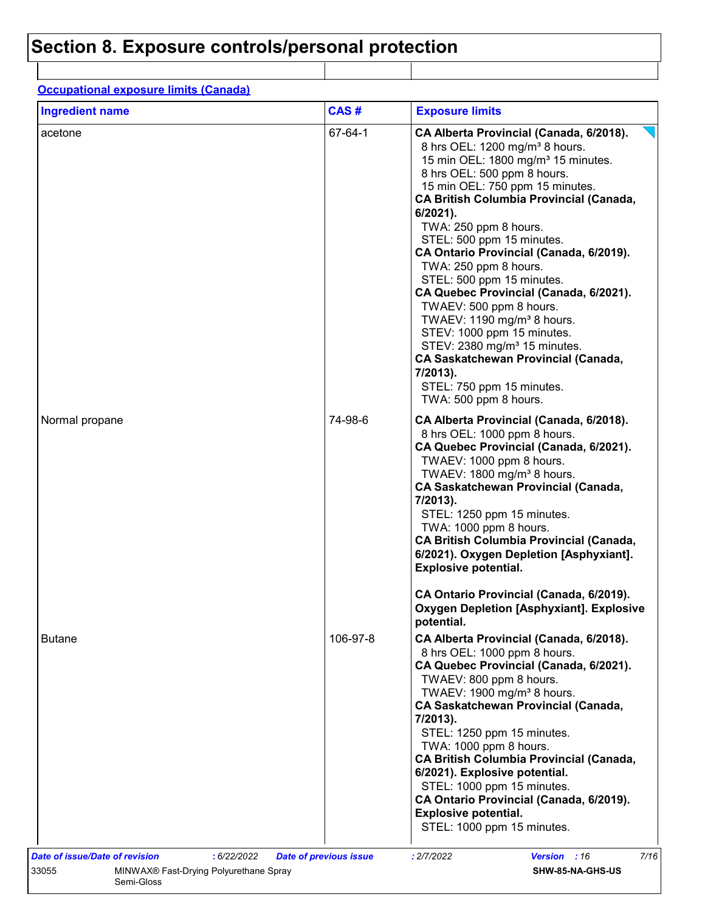# Section 8. Exposure controls/personal protection

**Occupational exposure limits (Canada)**

| Ingredient name | CAS # | Exposure limits |
| --- | --- | --- |
| acetone | 67-64-1 | **CA Alberta Provincial (Canada, 6/2018).**<br>8 hrs OEL: 1200 mg/m³ 8 hours.<br>15 min OEL: 1800 mg/m³ 15 minutes.<br>8 hrs OEL: 500 ppm 8 hours.<br>15 min OEL: 750 ppm 15 minutes.<br>**CA British Columbia Provincial (Canada, 6/2021).**<br>TWA: 250 ppm 8 hours.<br>STEL: 500 ppm 15 minutes.<br>**CA Ontario Provincial (Canada, 6/2019).**<br>TWA: 250 ppm 8 hours.<br>STEL: 500 ppm 15 minutes.<br>**CA Quebec Provincial (Canada, 6/2021).**<br>TWAEV: 500 ppm 8 hours.<br>TWAEV: 1190 mg/m³ 8 hours.<br>STEV: 1000 ppm 15 minutes.<br>STEV: 2380 mg/m³ 15 minutes.<br>**CA Saskatchewan Provincial (Canada, 7/2013).**<br>STEL: 750 ppm 15 minutes.<br>TWA: 500 ppm 8 hours. |
| Normal propane | 74-98-6 | **CA Alberta Provincial (Canada, 6/2018).**<br>8 hrs OEL: 1000 ppm 8 hours.<br>**CA Quebec Provincial (Canada, 6/2021).**<br>TWAEV: 1000 ppm 8 hours.<br>TWAEV: 1800 mg/m³ 8 hours.<br>**CA Saskatchewan Provincial (Canada, 7/2013).**<br>STEL: 1250 ppm 15 minutes.<br>TWA: 1000 ppm 8 hours.<br>**CA British Columbia Provincial (Canada, 6/2021). Oxygen Depletion [Asphyxiant]. Explosive potential.**<br>**CA Ontario Provincial (Canada, 6/2019). Oxygen Depletion [Asphyxiant]. Explosive potential.** |
| Butane | 106-97-8 | **CA Alberta Provincial (Canada, 6/2018).**<br>8 hrs OEL: 1000 ppm 8 hours.<br>**CA Quebec Provincial (Canada, 6/2021).**<br>TWAEV: 800 ppm 8 hours.<br>TWAEV: 1900 mg/m³ 8 hours.<br>**CA Saskatchewan Provincial (Canada, 7/2013).**<br>STEL: 1250 ppm 15 minutes.<br>TWA: 1000 ppm 8 hours.<br>**CA British Columbia Provincial (Canada, 6/2021). Explosive potential.**<br>STEL: 1000 ppm 15 minutes.<br>**CA Ontario Provincial (Canada, 6/2019). Explosive potential.**<br>STEL: 1000 ppm 15 minutes. |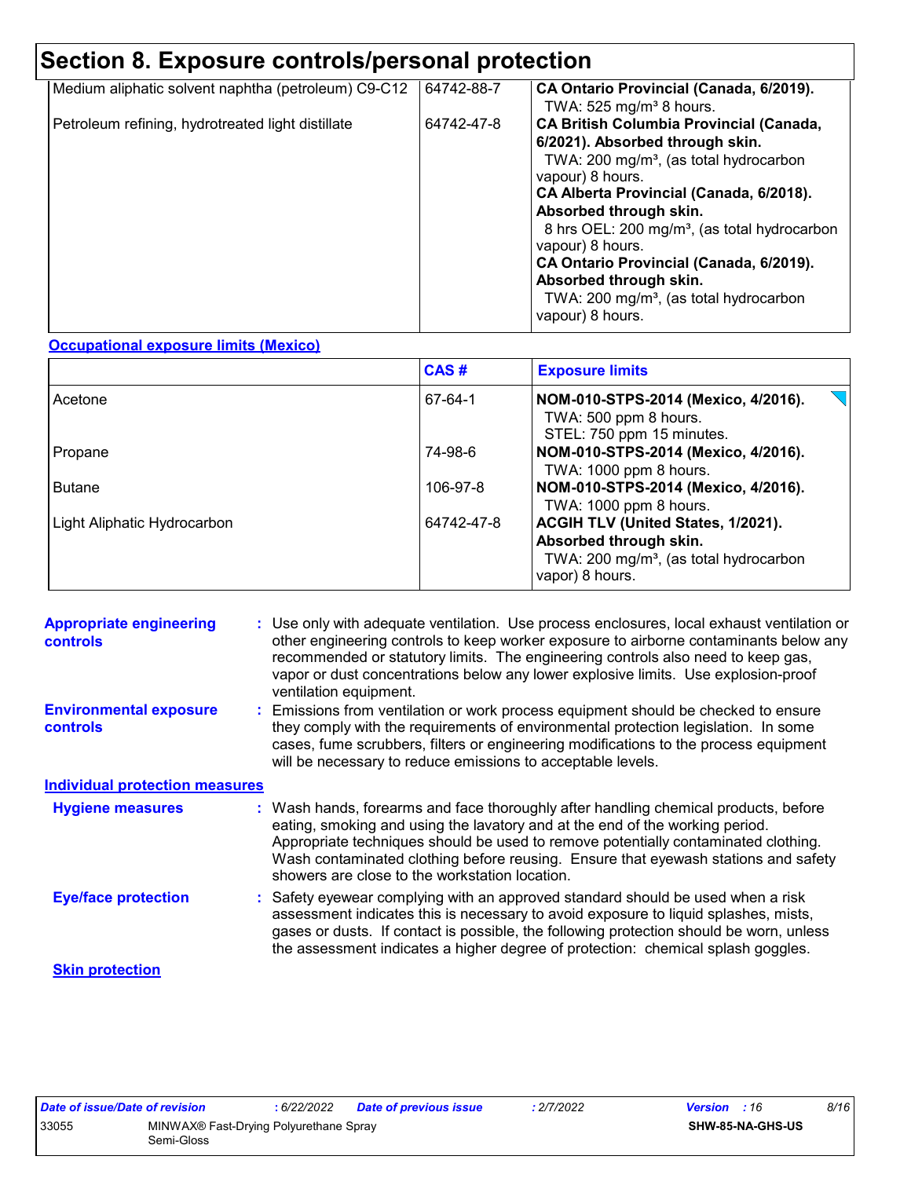## Section 8. Exposure controls/personal protection

| | | |
|---|---|---|
| Medium aliphatic solvent naphtha (petroleum) C9-C12 | 64742-88-7 | **CA Ontario Provincial (Canada, 6/2019).**<br>TWA: 525 mg/m³ 8 hours. |
| Petroleum refining, hydrotreated light distillate | 64742-47-8 | **CA British Columbia Provincial (Canada, 6/2021). Absorbed through skin.**<br>TWA: 200 mg/m³, (as total hydrocarbon vapour) 8 hours.<br>**CA Alberta Provincial (Canada, 6/2018). Absorbed through skin.**<br>8 hrs OEL: 200 mg/m³, (as total hydrocarbon vapour) 8 hours.<br>**CA Ontario Provincial (Canada, 6/2019). Absorbed through skin.**<br>TWA: 200 mg/m³, (as total hydrocarbon vapour) 8 hours. |

**Occupational exposure limits (Mexico)**

| | CAS # | Exposure limits |
|---|---|---|
| Acetone | 67-64-1 | **NOM-010-STPS-2014 (Mexico, 4/2016).**<br>TWA: 500 ppm 8 hours.<br>STEL: 750 ppm 15 minutes. |
| Propane | 74-98-6 | **NOM-010-STPS-2014 (Mexico, 4/2016).**<br>TWA: 1000 ppm 8 hours. |
| Butane | 106-97-8 | **NOM-010-STPS-2014 (Mexico, 4/2016).**<br>TWA: 1000 ppm 8 hours. |
| Light Aliphatic Hydrocarbon | 64742-47-8 | **ACGIH TLV (United States, 1/2021). Absorbed through skin.**<br>TWA: 200 mg/m³, (as total hydrocarbon vapor) 8 hours. |

**Appropriate engineering controls** : Use only with adequate ventilation. Use process enclosures, local exhaust ventilation or other engineering controls to keep worker exposure to airborne contaminants below any recommended or statutory limits. The engineering controls also need to keep gas, vapor or dust concentrations below any lower explosive limits. Use explosion-proof ventilation equipment.

**Environmental exposure controls** : Emissions from ventilation or work process equipment should be checked to ensure they comply with the requirements of environmental protection legislation. In some cases, fume scrubbers, filters or engineering modifications to the process equipment will be necessary to reduce emissions to acceptable levels.

**Individual protection measures**

**Hygiene measures** : Wash hands, forearms and face thoroughly after handling chemical products, before eating, smoking and using the lavatory and at the end of the working period. Appropriate techniques should be used to remove potentially contaminated clothing. Wash contaminated clothing before reusing. Ensure that eyewash stations and safety showers are close to the workstation location.

**Eye/face protection** : Safety eyewear complying with an approved standard should be used when a risk assessment indicates this is necessary to avoid exposure to liquid splashes, mists, gases or dusts. If contact is possible, the following protection should be worn, unless the assessment indicates a higher degree of protection: chemical splash goggles.

**Skin protection**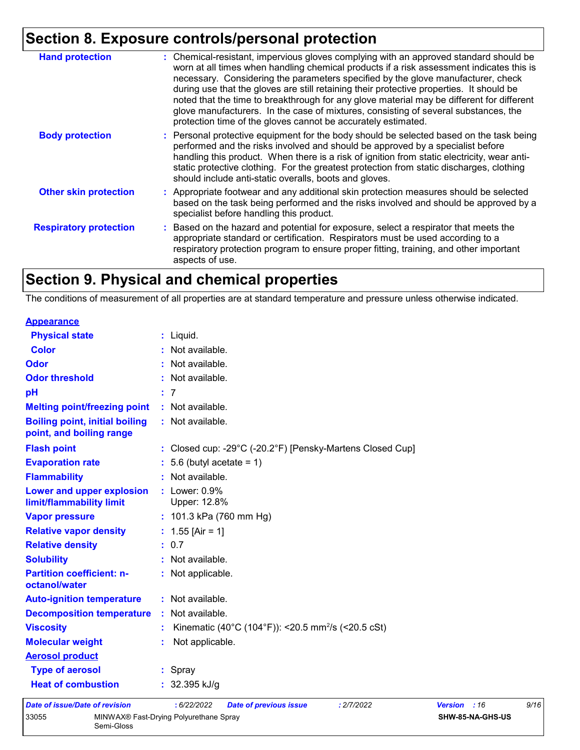## Section 8. Exposure controls/personal protection

| | |
|---|---|
| **Hand protection** | : Chemical-resistant, impervious gloves complying with an approved standard should be worn at all times when handling chemical products if a risk assessment indicates this is necessary. Considering the parameters specified by the glove manufacturer, check during use that the gloves are still retaining their protective properties. It should be noted that the time to breakthrough for any glove material may be different for different glove manufacturers. In the case of mixtures, consisting of several substances, the protection time of the gloves cannot be accurately estimated. |
| **Body protection** | : Personal protective equipment for the body should be selected based on the task being performed and the risks involved and should be approved by a specialist before handling this product. When there is a risk of ignition from static electricity, wear anti-static protective clothing. For the greatest protection from static discharges, clothing should include anti-static overalls, boots and gloves. |
| **Other skin protection** | : Appropriate footwear and any additional skin protection measures should be selected based on the task being performed and the risks involved and should be approved by a specialist before handling this product. |
| **Respiratory protection** | : Based on the hazard and potential for exposure, select a respirator that meets the appropriate standard or certification. Respirators must be used according to a respiratory protection program to ensure proper fitting, training, and other important aspects of use. |

## Section 9. Physical and chemical properties

The conditions of measurement of all properties are at standard temperature and pressure unless otherwise indicated.

| | |
|---|---|
| **Appearance** | |
| **Physical state** | : Liquid. |
| **Color** | : Not available. |
| **Odor** | : Not available. |
| **Odor threshold** | : Not available. |
| **pH** | : 7 |
| **Melting point/freezing point** | : Not available. |
| **Boiling point, initial boiling point, and boiling range** | : Not available. |
| **Flash point** | : Closed cup: -29°C (-20.2°F) [Pensky-Martens Closed Cup] |
| **Evaporation rate** | : 5.6 (butyl acetate = 1) |
| **Flammability** | : Not available. |
| **Lower and upper explosion limit/flammability limit** | : Lower: 0.9%<br>Upper: 12.8% |
| **Vapor pressure** | : 101.3 kPa (760 mm Hg) |
| **Relative vapor density** | : 1.55 [Air = 1] |
| **Relative density** | : 0.7 |
| **Solubility** | : Not available. |
| **Partition coefficient: n-octanol/water** | : Not applicable. |
| **Auto-ignition temperature** | : Not available. |
| **Decomposition temperature** | : Not available. |
| **Viscosity** | : Kinematic (40°C (104°F)): <20.5 $mm^2/s$ (<20.5 cSt) |
| **Molecular weight** | : Not applicable. |
| **Aerosol product** | |
| **Type of aerosol** | : Spray |
| **Heat of combustion** | : 32.395 kJ/g |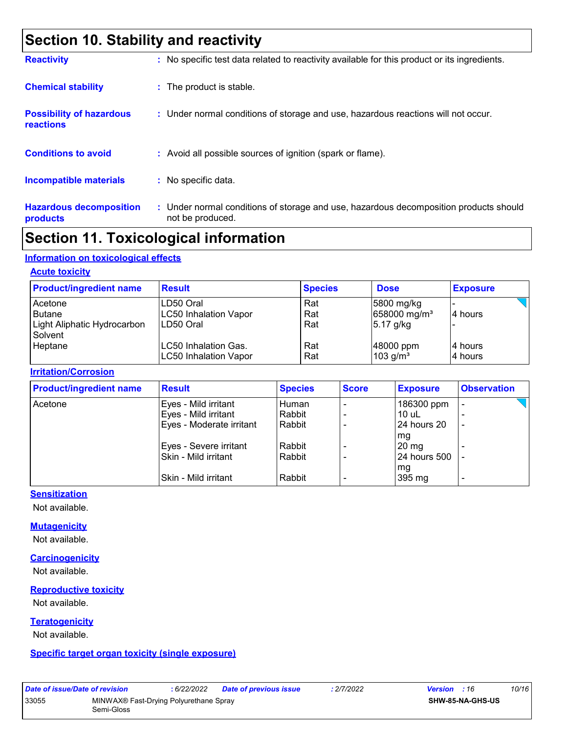# Section 10. Stability and reactivity

**Reactivity** : No specific test data related to reactivity available for this product or its ingredients.

**Chemical stability** : The product is stable.

**Possibility of hazardous reactions** : Under normal conditions of storage and use, hazardous reactions will not occur.

**Conditions to avoid** : Avoid all possible sources of ignition (spark or flame).

**Incompatible materials** : No specific data.

**Hazardous decomposition products** : Under normal conditions of storage and use, hazardous decomposition products should not be produced.

# Section 11. Toxicological information

## Information on toxicological effects

### Acute toxicity

| Product/ingredient name | Result | Species | Dose | Exposure |
|---|---|---|---|---|
| Acetone | LD50 Oral | Rat | 5800 mg/kg | - |
| Butane | LC50 Inhalation Vapor | Rat | 658000 mg/m³ | 4 hours |
| Light Aliphatic Hydrocarbon Solvent | LD50 Oral | Rat | 5.17 g/kg | - |
| Heptane | LC50 Inhalation Gas. | Rat | 48000 ppm | 4 hours |
| | LC50 Inhalation Vapor | Rat | 103 g/m³ | 4 hours |

### Irritation/Corrosion

| Product/ingredient name | Result | Species | Score | Exposure | Observation |
|---|---|---|---|---|---|
| Acetone | Eyes - Mild irritant | Human | - | 186300 ppm | - |
| | Eyes - Mild irritant | Rabbit | - | 10 uL | - |
| | Eyes - Moderate irritant | Rabbit | - | 24 hours 20 mg | - |
| | Eyes - Severe irritant | Rabbit | - | 20 mg | - |
| | Skin - Mild irritant | Rabbit | - | 24 hours 500 mg | - |
| | Skin - Mild irritant | Rabbit | - | 395 mg | - |

### Sensitization

Not available.

### Mutagenicity

Not available.

### Carcinogenicity

Not available.

### Reproductive toxicity

Not available.

### Teratogenicity

Not available.

### Specific target organ toxicity (single exposure)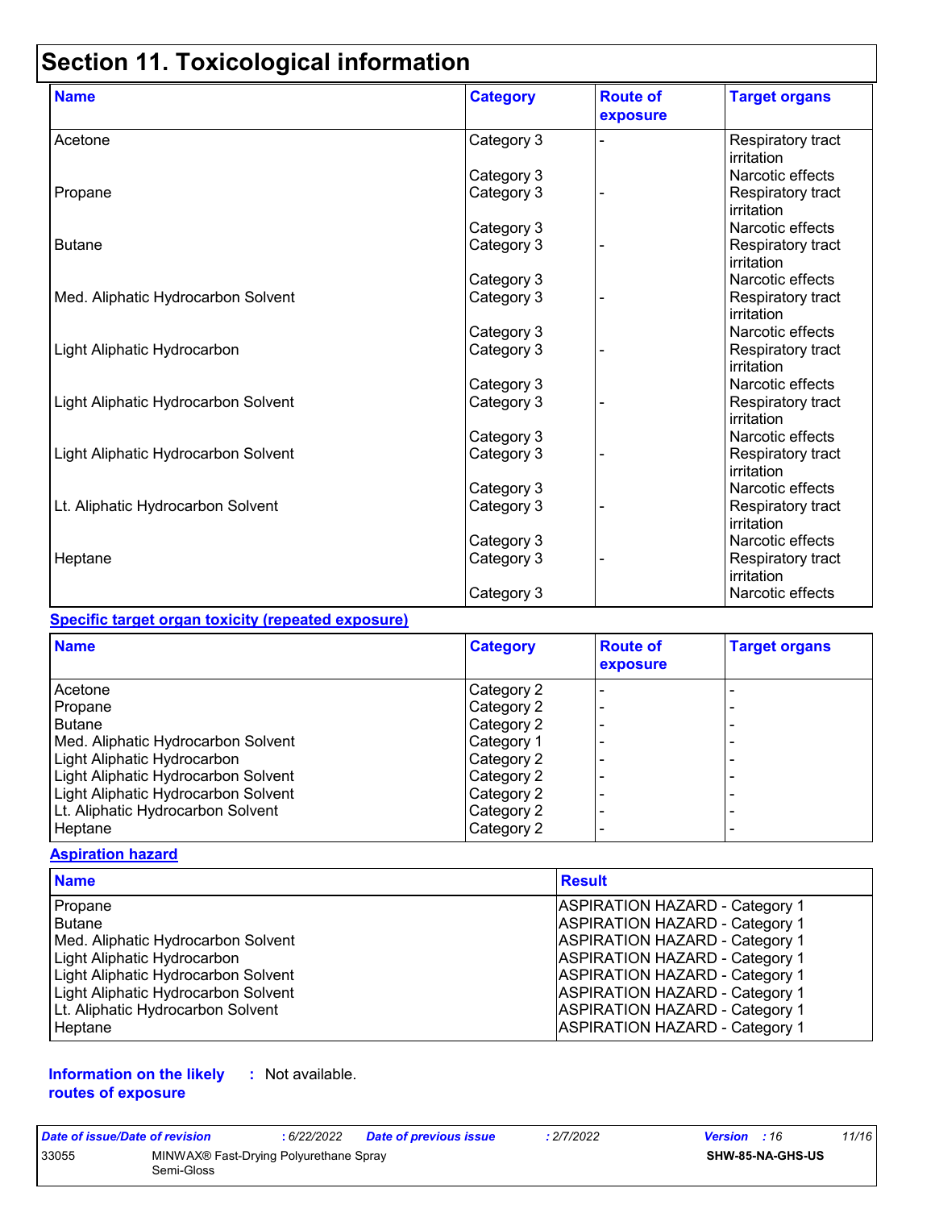# Section 11. Toxicological information

| Name | Category | Route of exposure | Target organs |
|---|---|---|---|
| Acetone | Category 3 | - | Respiratory tract irritation |
| | Category 3 | | Narcotic effects |
| Propane | Category 3 | - | Respiratory tract irritation |
| | Category 3 | | Narcotic effects |
| Butane | Category 3 | - | Respiratory tract irritation |
| | Category 3 | | Narcotic effects |
| Med. Aliphatic Hydrocarbon Solvent | Category 3 | - | Respiratory tract irritation |
| | Category 3 | | Narcotic effects |
| Light Aliphatic Hydrocarbon | Category 3 | - | Respiratory tract irritation |
| | Category 3 | | Narcotic effects |
| Light Aliphatic Hydrocarbon Solvent | Category 3 | - | Respiratory tract irritation |
| | Category 3 | | Narcotic effects |
| Light Aliphatic Hydrocarbon Solvent | Category 3 | - | Respiratory tract irritation |
| | Category 3 | | Narcotic effects |
| Lt. Aliphatic Hydrocarbon Solvent | Category 3 | - | Respiratory tract irritation |
| | Category 3 | | Narcotic effects |
| Heptane | Category 3 | - | Respiratory tract irritation |
| | Category 3 | | Narcotic effects |

**Specific target organ toxicity (repeated exposure)**

| Name | Category | Route of exposure | Target organs |
|---|---|---|---|
| Acetone | Category 2 | - | - |
| Propane | Category 2 | - | - |
| Butane | Category 2 | - | - |
| Med. Aliphatic Hydrocarbon Solvent | Category 1 | - | - |
| Light Aliphatic Hydrocarbon | Category 2 | - | - |
| Light Aliphatic Hydrocarbon Solvent | Category 2 | - | - |
| Light Aliphatic Hydrocarbon Solvent | Category 2 | - | - |
| Lt. Aliphatic Hydrocarbon Solvent | Category 2 | - | - |
| Heptane | Category 2 | - | - |

**Aspiration hazard**

| Name | Result |
|---|---|
| Propane | ASPIRATION HAZARD - Category 1 |
| Butane | ASPIRATION HAZARD - Category 1 |
| Med. Aliphatic Hydrocarbon Solvent | ASPIRATION HAZARD - Category 1 |
| Light Aliphatic Hydrocarbon | ASPIRATION HAZARD - Category 1 |
| Light Aliphatic Hydrocarbon Solvent | ASPIRATION HAZARD - Category 1 |
| Light Aliphatic Hydrocarbon Solvent | ASPIRATION HAZARD - Category 1 |
| Lt. Aliphatic Hydrocarbon Solvent | ASPIRATION HAZARD - Category 1 |
| Heptane | ASPIRATION HAZARD - Category 1 |

**Information on the likely routes of exposure** : Not available.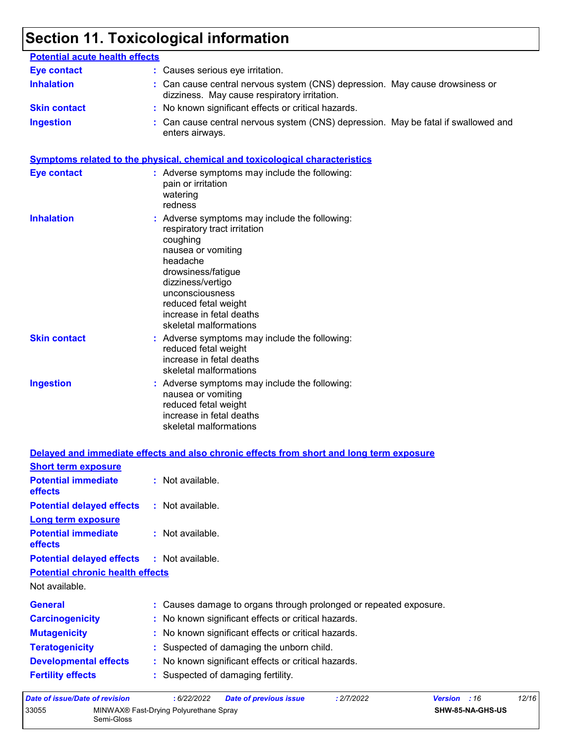# Section 11. Toxicological information

**Potential acute health effects**

**Eye contact** : Causes serious eye irritation.

**Inhalation** : Can cause central nervous system (CNS) depression. May cause drowsiness or dizziness. May cause respiratory irritation.

**Skin contact** : No known significant effects or critical hazards.

**Ingestion** : Can cause central nervous system (CNS) depression. May be fatal if swallowed and enters airways.

**Symptoms related to the physical, chemical and toxicological characteristics**

**Eye contact** : Adverse symptoms may include the following:
pain or irritation
watering
redness

**Inhalation** : Adverse symptoms may include the following:
respiratory tract irritation
coughing
nausea or vomiting
headache
drowsiness/fatigue
dizziness/vertigo
unconsciousness
reduced fetal weight
increase in fetal deaths
skeletal malformations

**Skin contact** : Adverse symptoms may include the following:
reduced fetal weight
increase in fetal deaths
skeletal malformations

**Ingestion** : Adverse symptoms may include the following:
nausea or vomiting
reduced fetal weight
increase in fetal deaths
skeletal malformations

**Delayed and immediate effects and also chronic effects from short and long term exposure**

**Short term exposure**

**Potential immediate effects** : Not available.

**Potential delayed effects** : Not available.

**Long term exposure**

**Potential immediate effects** : Not available.

**Potential delayed effects** : Not available.

**Potential chronic health effects**

Not available.

**General** : Causes damage to organs through prolonged or repeated exposure.

**Carcinogenicity** : No known significant effects or critical hazards.

**Mutagenicity** : No known significant effects or critical hazards.

**Teratogenicity** : Suspected of damaging the unborn child.

**Developmental effects** : No known significant effects or critical hazards.

**Fertility effects** : Suspected of damaging fertility.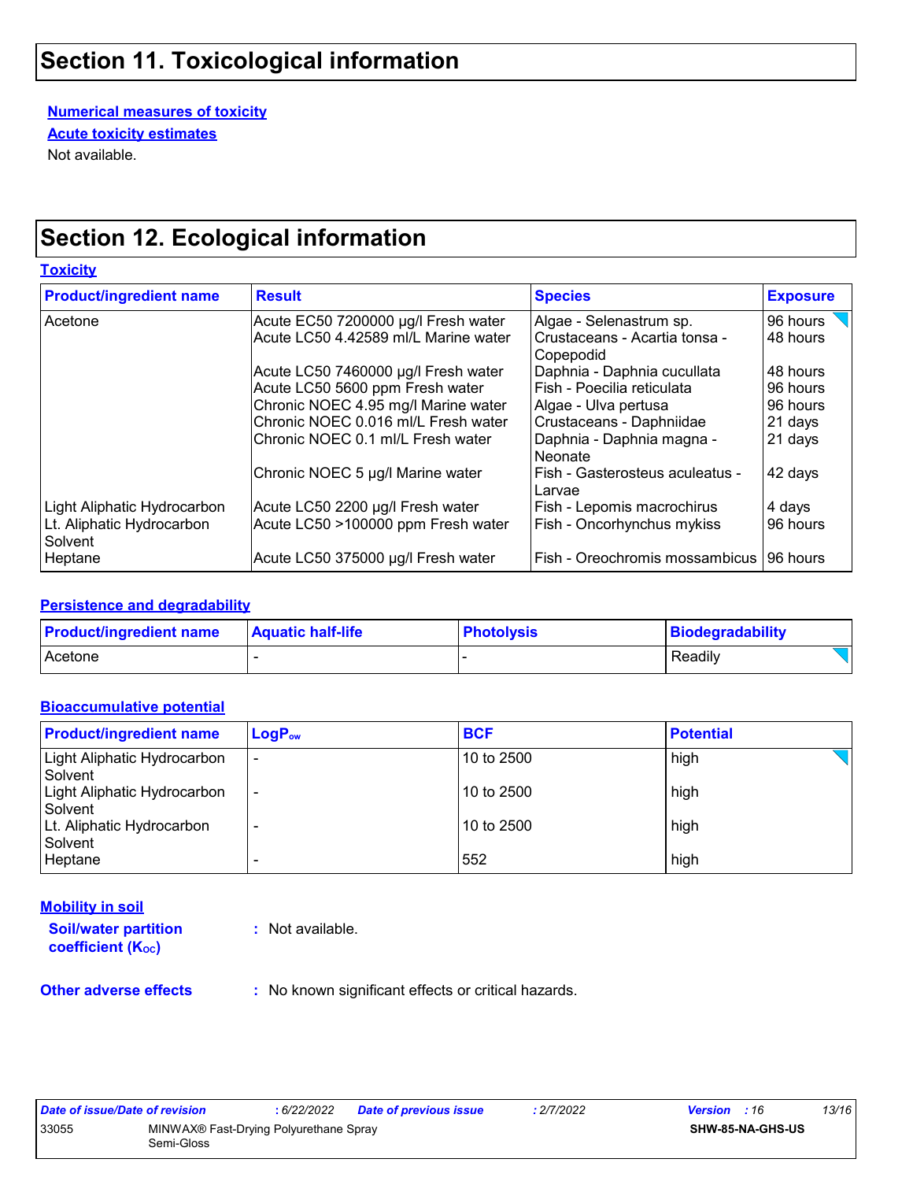# Section 11. Toxicological information

**Numerical measures of toxicity**

**Acute toxicity estimates**

Not available.

# Section 12. Ecological information

**Toxicity**

| Product/ingredient name | Result | Species | Exposure |
|---|---|---|---|
| Acetone | Acute EC50 7200000 µg/l Fresh water | Algae - Selenastrum sp. | 96 hours |
| | Acute LC50 4.42589 ml/L Marine water | Crustaceans - Acartia tonsa - Copepodid | 48 hours |
| | Acute LC50 7460000 µg/l Fresh water | Daphnia - Daphnia cucullata | 48 hours |
| | Acute LC50 5600 ppm Fresh water | Fish - Poecilia reticulata | 96 hours |
| | Chronic NOEC 4.95 mg/l Marine water | Algae - Ulva pertusa | 96 hours |
| | Chronic NOEC 0.016 ml/L Fresh water | Crustaceans - Daphniidae | 21 days |
| | Chronic NOEC 0.1 ml/L Fresh water | Daphnia - Daphnia magna - Neonate | 21 days |
| | Chronic NOEC 5 µg/l Marine water | Fish - Gasterosteus aculeatus - Larvae | 42 days |
| Light Aliphatic Hydrocarbon | Acute LC50 2200 µg/l Fresh water | Fish - Lepomis macrochirus | 4 days |
| Lt. Aliphatic Hydrocarbon Solvent | Acute LC50 >100000 ppm Fresh water | Fish - Oncorhynchus mykiss | 96 hours |
| Heptane | Acute LC50 375000 µg/l Fresh water | Fish - Oreochromis mossambicus | 96 hours |

**Persistence and degradability**

| Product/ingredient name | Aquatic half-life | Photolysis | Biodegradability |
|---|---|---|---|
| Acetone | - | - | Readily |

**Bioaccumulative potential**

| Product/ingredient name | $LogP_{ow}$ | BCF | Potential |
|---|---|---|---|
| Light Aliphatic Hydrocarbon Solvent | - | 10 to 2500 | high |
| Light Aliphatic Hydrocarbon Solvent | - | 10 to 2500 | high |
| Lt. Aliphatic Hydrocarbon Solvent | - | 10 to 2500 | high |
| Heptane | - | 552 | high |

**Mobility in soil**

**Soil/water partition coefficient ($K_{OC}$)** : Not available.

**Other adverse effects** : No known significant effects or critical hazards.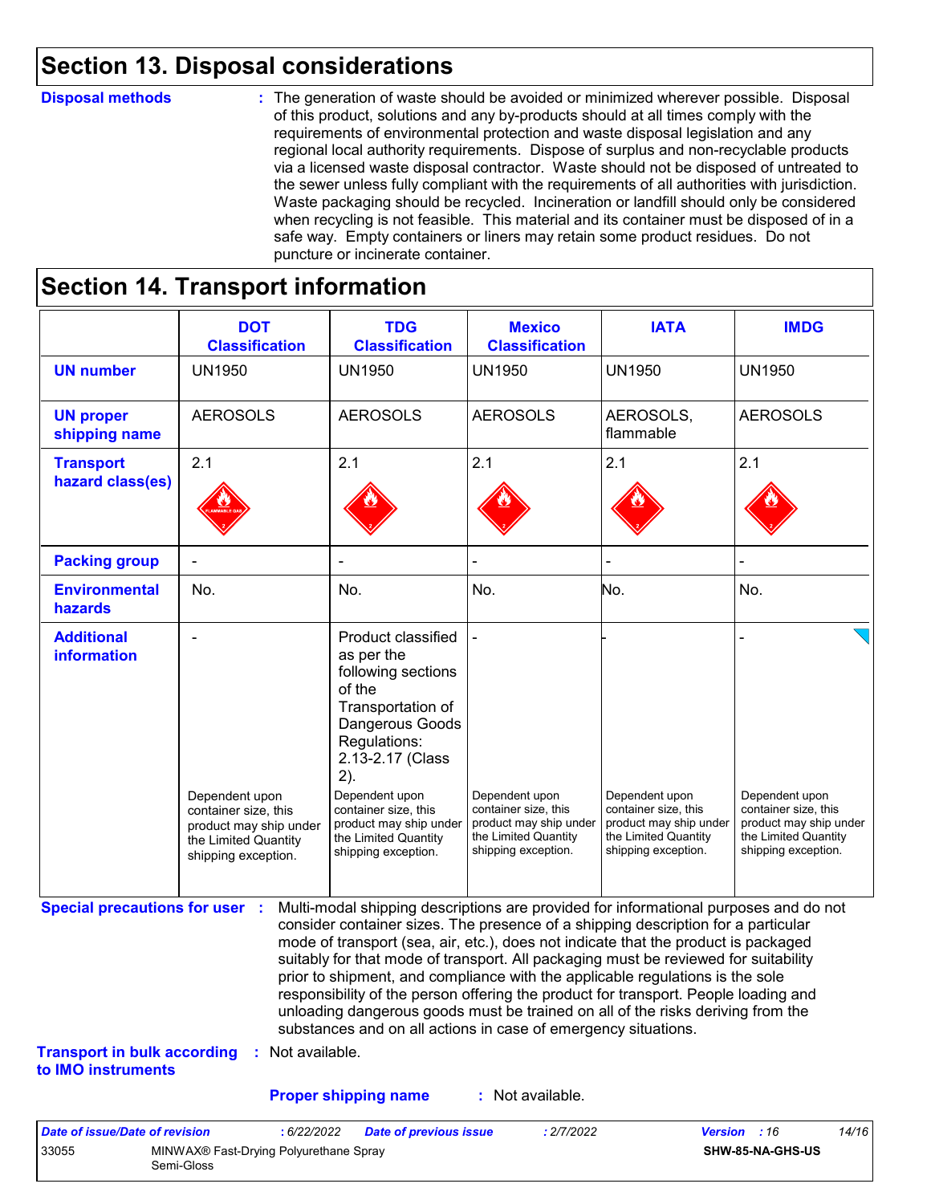## Section 13. Disposal considerations

**Disposal methods** : The generation of waste should be avoided or minimized wherever possible. Disposal of this product, solutions and any by-products should at all times comply with the requirements of environmental protection and waste disposal legislation and any regional local authority requirements. Dispose of surplus and non-recyclable products via a licensed waste disposal contractor. Waste should not be disposed of untreated to the sewer unless fully compliant with the requirements of all authorities with jurisdiction. Waste packaging should be recycled. Incineration or landfill should only be considered when recycling is not feasible. This material and its container must be disposed of in a safe way. Empty containers or liners may retain some product residues. Do not puncture or incinerate container.

## Section 14. Transport information

| | DOT Classification | TDG Classification | Mexico Classification | IATA | IMDG |
|---|---|---|---|---|---|
| **UN number** | UN1950 | UN1950 | UN1950 | UN1950 | UN1950 |
| **UN proper shipping name** | AEROSOLS | AEROSOLS | AEROSOLS | AEROSOLS, flammable | AEROSOLS |
| **Transport hazard class(es)** | 2.1 | 2.1 | 2.1 | 2.1 | 2.1 |
| **Packing group** | - | - | - | - | - |
| **Environmental hazards** | No. | No. | No. | No. | No. |
| **Additional information** | - Dependent upon container size, this product may ship under the Limited Quantity shipping exception. | Product classified as per the following sections of the Transportation of Dangerous Goods Regulations: 2.13-2.17 (Class 2). Dependent upon container size, this product may ship under the Limited Quantity shipping exception. | - Dependent upon container size, this product may ship under the Limited Quantity shipping exception. | - Dependent upon container size, this product may ship under the Limited Quantity shipping exception. | - Dependent upon container size, this product may ship under the Limited Quantity shipping exception. |

**Special precautions for user** : Multi-modal shipping descriptions are provided for informational purposes and do not consider container sizes. The presence of a shipping description for a particular mode of transport (sea, air, etc.), does not indicate that the product is packaged suitably for that mode of transport. All packaging must be reviewed for suitability prior to shipment, and compliance with the applicable regulations is the sole responsibility of the person offering the product for transport. People loading and unloading dangerous goods must be trained on all of the risks deriving from the substances and on all actions in case of emergency situations.

**Transport in bulk according to IMO instruments** : Not available.

**Proper shipping name** : Not available.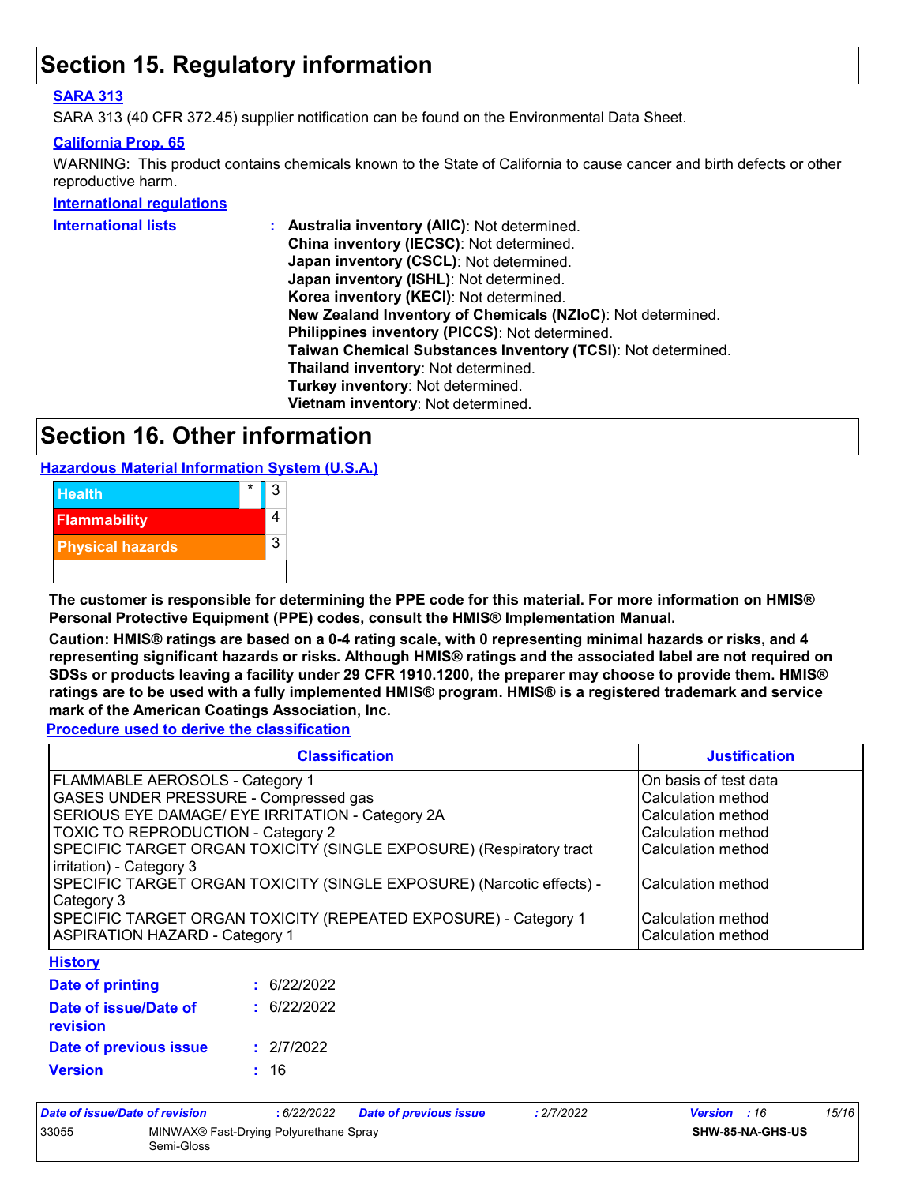# Section 15. Regulatory information

**SARA 313**

SARA 313 (40 CFR 372.45) supplier notification can be found on the Environmental Data Sheet.

**California Prop. 65**

WARNING: This product contains chemicals known to the State of California to cause cancer and birth defects or other reproductive harm.

**International regulations**

**International lists** :
- **Australia inventory (AIIC)**: Not determined.
- **China inventory (IECSC)**: Not determined.
- **Japan inventory (CSCL)**: Not determined.
- **Japan inventory (ISHL)**: Not determined.
- **Korea inventory (KECI)**: Not determined.
- **New Zealand Inventory of Chemicals (NZIoC)**: Not determined.
- **Philippines inventory (PICCS)**: Not determined.
- **Taiwan Chemical Substances Inventory (TCSI)**: Not determined.
- **Thailand inventory**: Not determined.
- **Turkey inventory**: Not determined.
- **Vietnam inventory**: Not determined.

# Section 16. Other information

**Hazardous Material Information System (U.S.A.)**

| Hazard | | Rating |
|---|---|---|
| Health | * | 3 |
| Flammability | | 4 |
| Physical hazards | | 3 |

**The customer is responsible for determining the PPE code for this material. For more information on HMIS® Personal Protective Equipment (PPE) codes, consult the HMIS® Implementation Manual.**

**Caution: HMIS® ratings are based on a 0-4 rating scale, with 0 representing minimal hazards or risks, and 4 representing significant hazards or risks. Although HMIS® ratings and the associated label are not required on SDSs or products leaving a facility under 29 CFR 1910.1200, the preparer may choose to provide them. HMIS® ratings are to be used with a fully implemented HMIS® program. HMIS® is a registered trademark and service mark of the American Coatings Association, Inc.**

**Procedure used to derive the classification**

| Classification | Justification |
|---|---|
| FLAMMABLE AEROSOLS - Category 1 | On basis of test data |
| GASES UNDER PRESSURE - Compressed gas | Calculation method |
| SERIOUS EYE DAMAGE/ EYE IRRITATION - Category 2A | Calculation method |
| TOXIC TO REPRODUCTION - Category 2 | Calculation method |
| SPECIFIC TARGET ORGAN TOXICITY (SINGLE EXPOSURE) (Respiratory tract irritation) - Category 3 | Calculation method |
| SPECIFIC TARGET ORGAN TOXICITY (SINGLE EXPOSURE) (Narcotic effects) - Category 3 | Calculation method |
| SPECIFIC TARGET ORGAN TOXICITY (REPEATED EXPOSURE) - Category 1 | Calculation method |
| ASPIRATION HAZARD - Category 1 | Calculation method |

**History**

**Date of printing** : 6/22/2022

**Date of issue/Date of revision** : 6/22/2022

**Date of previous issue** : 2/7/2022

**Version** : 16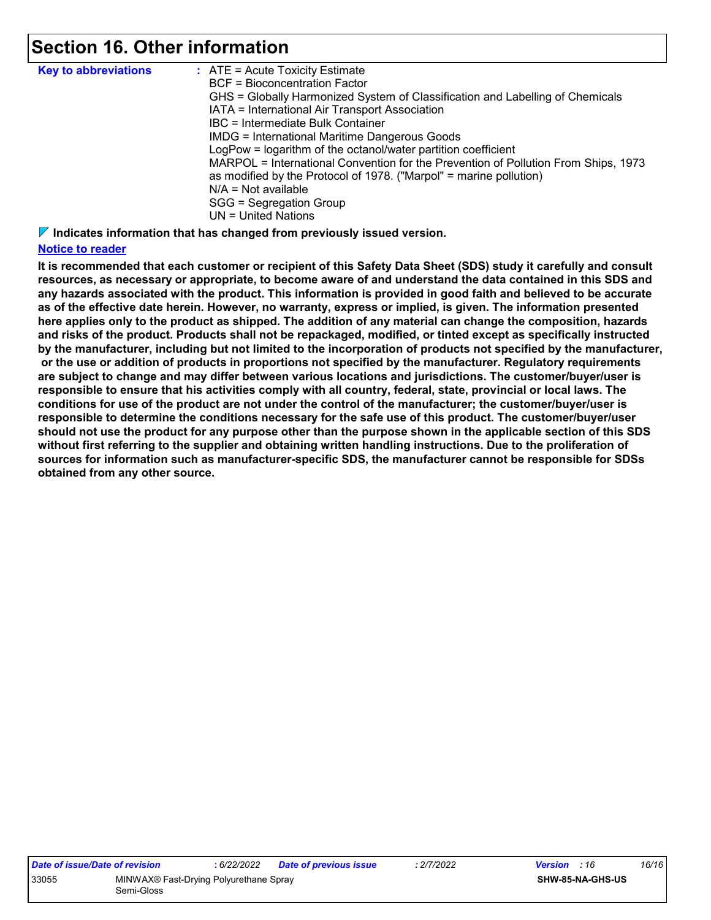# Section 16. Other information

**Key to abbreviations** : ATE = Acute Toxicity Estimate
BCF = Bioconcentration Factor
GHS = Globally Harmonized System of Classification and Labelling of Chemicals
IATA = International Air Transport Association
IBC = Intermediate Bulk Container
IMDG = International Maritime Dangerous Goods
LogPow = logarithm of the octanol/water partition coefficient
MARPOL = International Convention for the Prevention of Pollution From Ships, 1973 as modified by the Protocol of 1978. ("Marpol" = marine pollution)
N/A = Not available
SGG = Segregation Group
UN = United Nations

**Indicates information that has changed from previously issued version.**

**Notice to reader**

**It is recommended that each customer or recipient of this Safety Data Sheet (SDS) study it carefully and consult resources, as necessary or appropriate, to become aware of and understand the data contained in this SDS and any hazards associated with the product. This information is provided in good faith and believed to be accurate as of the effective date herein. However, no warranty, express or implied, is given. The information presented here applies only to the product as shipped. The addition of any material can change the composition, hazards and risks of the product. Products shall not be repackaged, modified, or tinted except as specifically instructed by the manufacturer, including but not limited to the incorporation of products not specified by the manufacturer, or the use or addition of products in proportions not specified by the manufacturer. Regulatory requirements are subject to change and may differ between various locations and jurisdictions. The customer/buyer/user is responsible to ensure that his activities comply with all country, federal, state, provincial or local laws. The conditions for use of the product are not under the control of the manufacturer; the customer/buyer/user is responsible to determine the conditions necessary for the safe use of this product. The customer/buyer/user should not use the product for any purpose other than the purpose shown in the applicable section of this SDS without first referring to the supplier and obtaining written handling instructions. Due to the proliferation of sources for information such as manufacturer-specific SDS, the manufacturer cannot be responsible for SDSs obtained from any other source.**